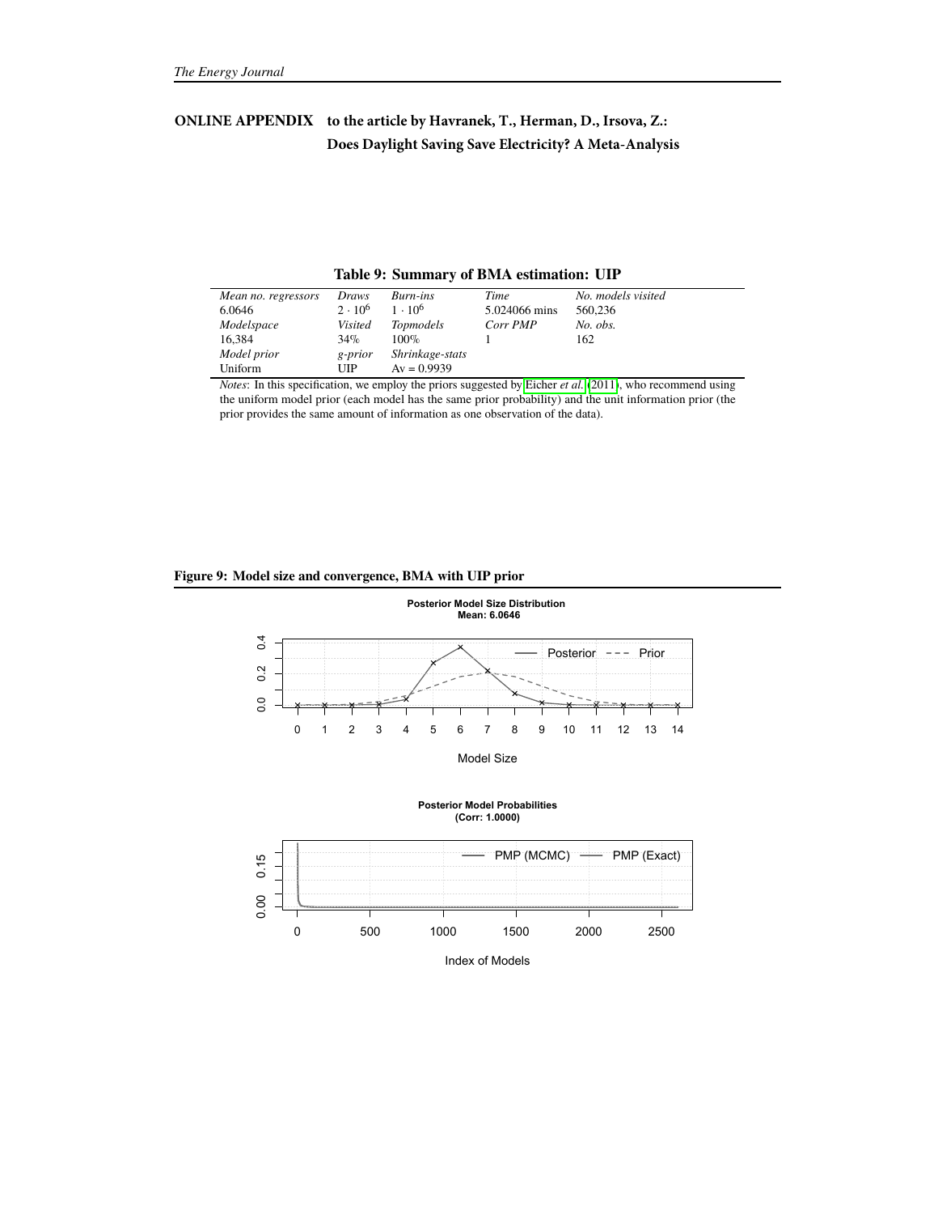**ONLINE APPENDIX to the article by Havranek, T., Herman, D., Irsova, Z.: Does Daylight Saving Save Electricity? A Meta-Analysis**

**Table 9: Summary of BMA estimation: UIP**

| *Mean no. regressors* | *Draws* | *Burn-ins* | *Time* | *No. models visited* |
|---|---|---|---|---|
| 6.0646 | $2 \cdot 10^6$ | $1 \cdot 10^6$ | 5.024066 mins | 560,236 |
| *Modelspace* | *Visited* | *Topmodels* | *Corr PMP* | *No. obs.* |
| 16,384 | 34% | 100% | 1 | 162 |
| *Model prior* | *g-prior* | *Shrinkage-stats* | | |
| Uniform | UIP | Av = 0.9939 | | |

*Notes*: In this specification, we employ the priors suggested by Eicher *et al.* (2011), who recommend using the uniform model prior (each model has the same prior probability) and the unit information prior (the prior provides the same amount of information as one observation of the data).

**Figure 9: Model size and convergence, BMA with UIP prior**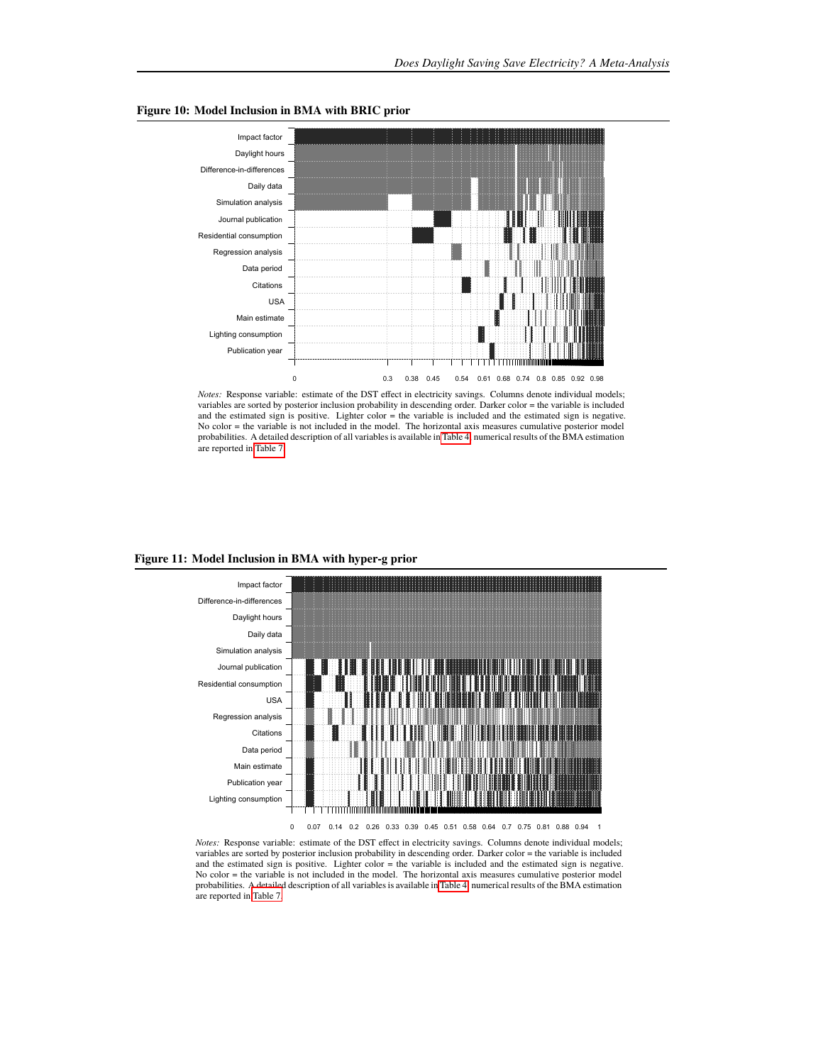**Figure 10: Model Inclusion in BMA with BRIC prior**

*Notes:* Response variable: estimate of the DST effect in electricity savings. Columns denote individual models; variables are sorted by posterior inclusion probability in descending order. Darker color = the variable is included and the estimated sign is positive. Lighter color = the variable is included and the estimated sign is negative. No color = the variable is not included in the model. The horizontal axis measures cumulative posterior model probabilities. A detailed description of all variables is available in Table 4, numerical results of the BMA estimation are reported in Table 7.

**Figure 11: Model Inclusion in BMA with hyper-g prior**

*Notes:* Response variable: estimate of the DST effect in electricity savings. Columns denote individual models; variables are sorted by posterior inclusion probability in descending order. Darker color = the variable is included and the estimated sign is positive. Lighter color = the variable is included and the estimated sign is negative. No color = the variable is not included in the model. The horizontal axis measures cumulative posterior model probabilities. A detailed description of all variables is available in Table 4, numerical results of the BMA estimation are reported in Table 7.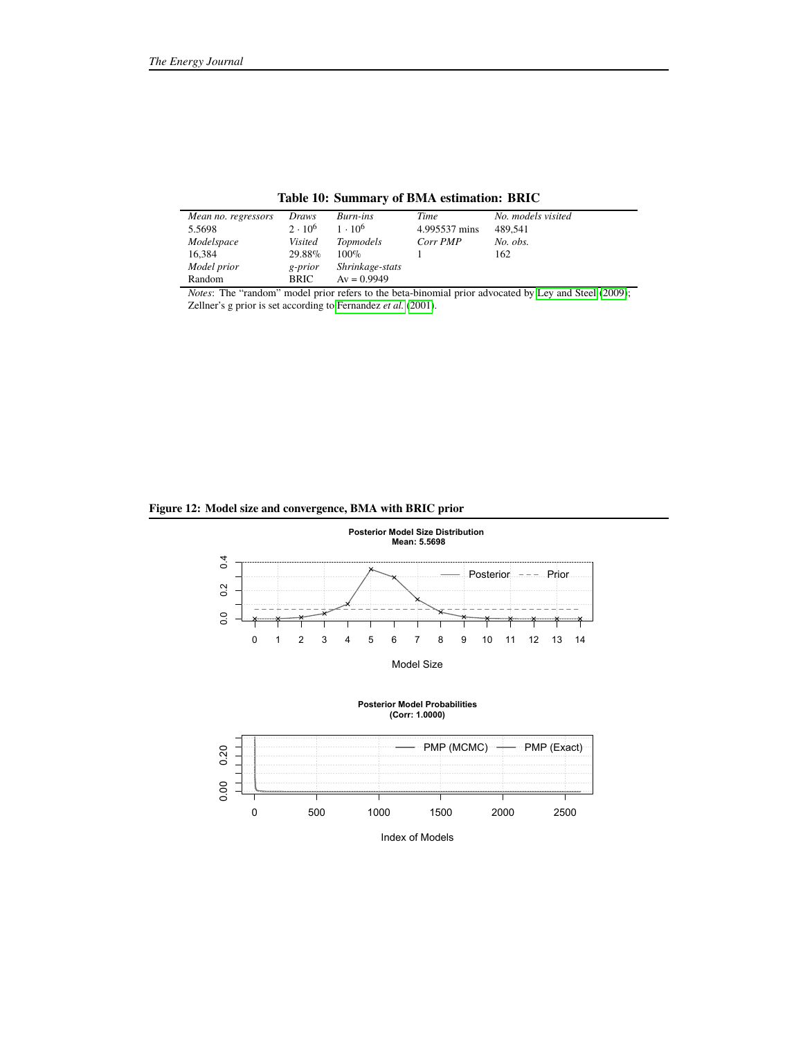**Table 10: Summary of BMA estimation: BRIC**

| *Mean no. regressors* | *Draws* | *Burn-ins* | *Time* | *No. models visited* |
|---|---|---|---|---|
| 5.5698 | $2 \cdot 10^6$ | $1 \cdot 10^6$ | 4.995537 mins | 489,541 |
| *Modelspace* | *Visited* | *Topmodels* | *Corr PMP* | *No. obs.* |
| 16,384 | 29.88% | 100% | 1 | 162 |
| *Model prior* | *g-prior* | *Shrinkage-stats* | | |
| Random | BRIC | Av = 0.9949 | | |

*Notes*: The "random" model prior refers to the beta-binomial prior advocated by Ley and Steel (2009); Zellner's g prior is set according to Fernandez *et al.* (2001).

**Figure 12: Model size and convergence, BMA with BRIC prior**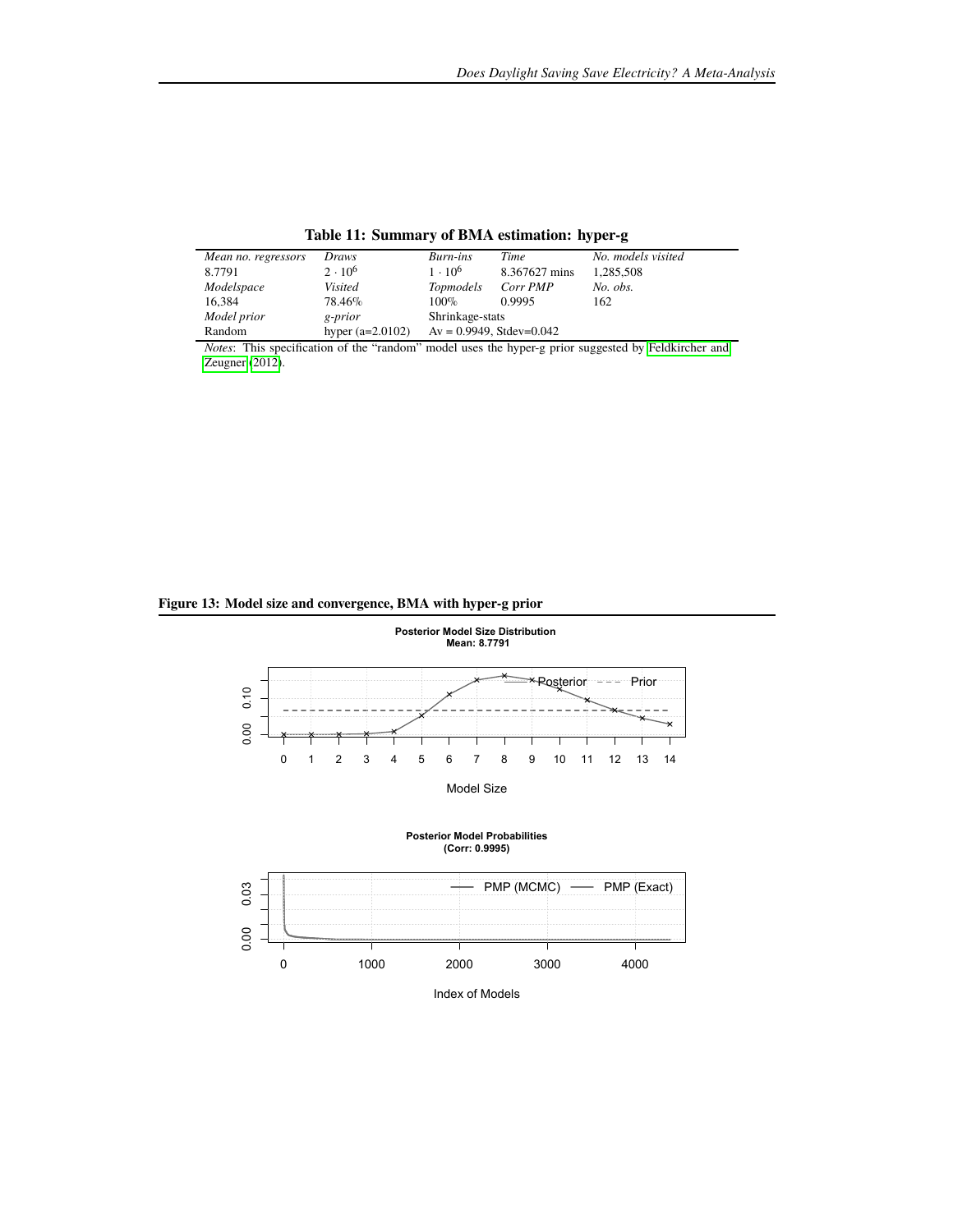**Table 11: Summary of BMA estimation: hyper-g**

| *Mean no. regressors* | *Draws* | *Burn-ins* | *Time* | *No. models visited* |
|---|---|---|---|---|
| 8.7791 | $2 \cdot 10^6$ | $1 \cdot 10^6$ | 8.367627 mins | 1,285,508 |
| *Modelspace* | *Visited* | *Topmodels* | *Corr PMP* | *No. obs.* |
| 16,384 | 78.46% | 100% | 0.9995 | 162 |
| *Model prior* | *g-prior* | Shrinkage-stats | | |
| Random | hyper (a=2.0102) | Av = 0.9949, Stdev=0.042 | | |

*Notes*: This specification of the "random" model uses the hyper-g prior suggested by Feldkircher and Zeugner (2012).

**Figure 13: Model size and convergence, BMA with hyper-g prior**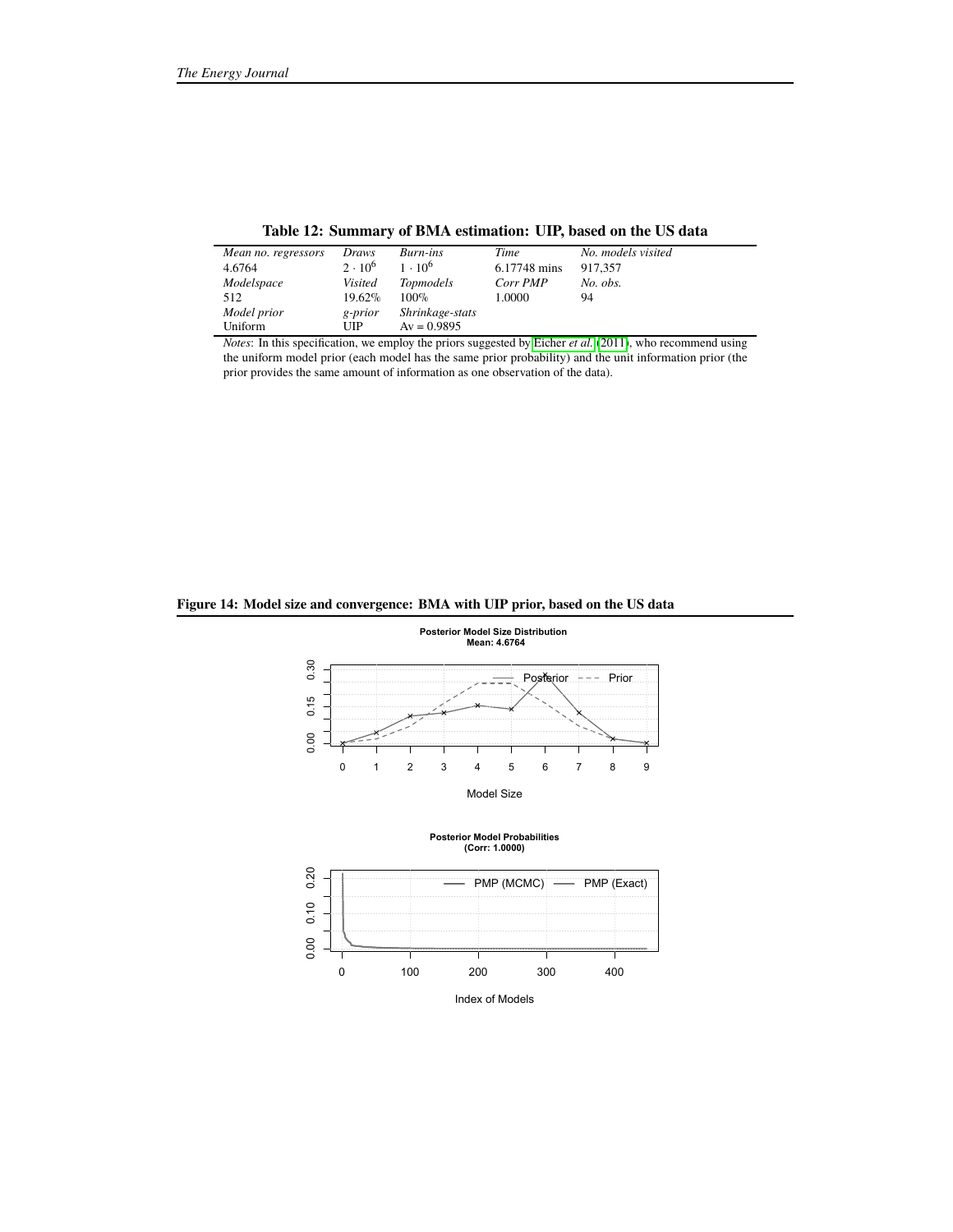**Table 12: Summary of BMA estimation: UIP, based on the US data**

| *Mean no. regressors* | *Draws* | *Burn-ins* | *Time* | *No. models visited* |
|---|---|---|---|---|
| 4.6764 | $2 \cdot 10^6$ | $1 \cdot 10^6$ | 6.17748 mins | 917,357 |
| *Modelspace* | *Visited* | *Topmodels* | *Corr PMP* | *No. obs.* |
| 512 | 19.62% | 100% | 1.0000 | 94 |
| *Model prior* | *g-prior* | *Shrinkage-stats* | | |
| Uniform | UIP | Av = 0.9895 | | |

*Notes*: In this specification, we employ the priors suggested by Eicher *et al.* (2011), who recommend using the uniform model prior (each model has the same prior probability) and the unit information prior (the prior provides the same amount of information as one observation of the data).

**Figure 14: Model size and convergence: BMA with UIP prior, based on the US data**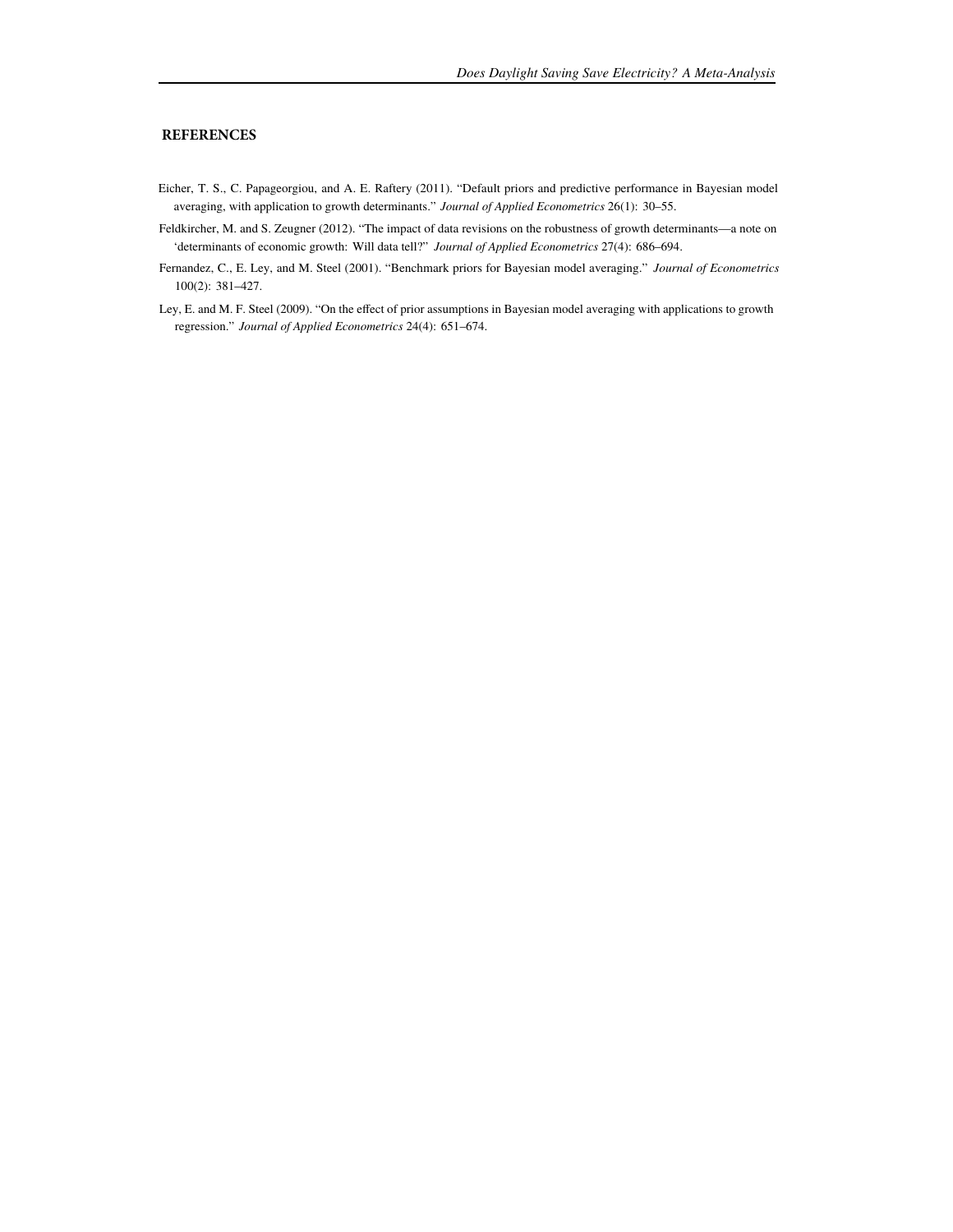## REFERENCES

Eicher, T. S., C. Papageorgiou, and A. E. Raftery (2011). "Default priors and predictive performance in Bayesian model averaging, with application to growth determinants." *Journal of Applied Econometrics* 26(1): 30–55.

Feldkircher, M. and S. Zeugner (2012). "The impact of data revisions on the robustness of growth determinants—a note on 'determinants of economic growth: Will data tell?" *Journal of Applied Econometrics* 27(4): 686–694.

Fernandez, C., E. Ley, and M. Steel (2001). "Benchmark priors for Bayesian model averaging." *Journal of Econometrics* 100(2): 381–427.

Ley, E. and M. F. Steel (2009). "On the effect of prior assumptions in Bayesian model averaging with applications to growth regression." *Journal of Applied Econometrics* 24(4): 651–674.